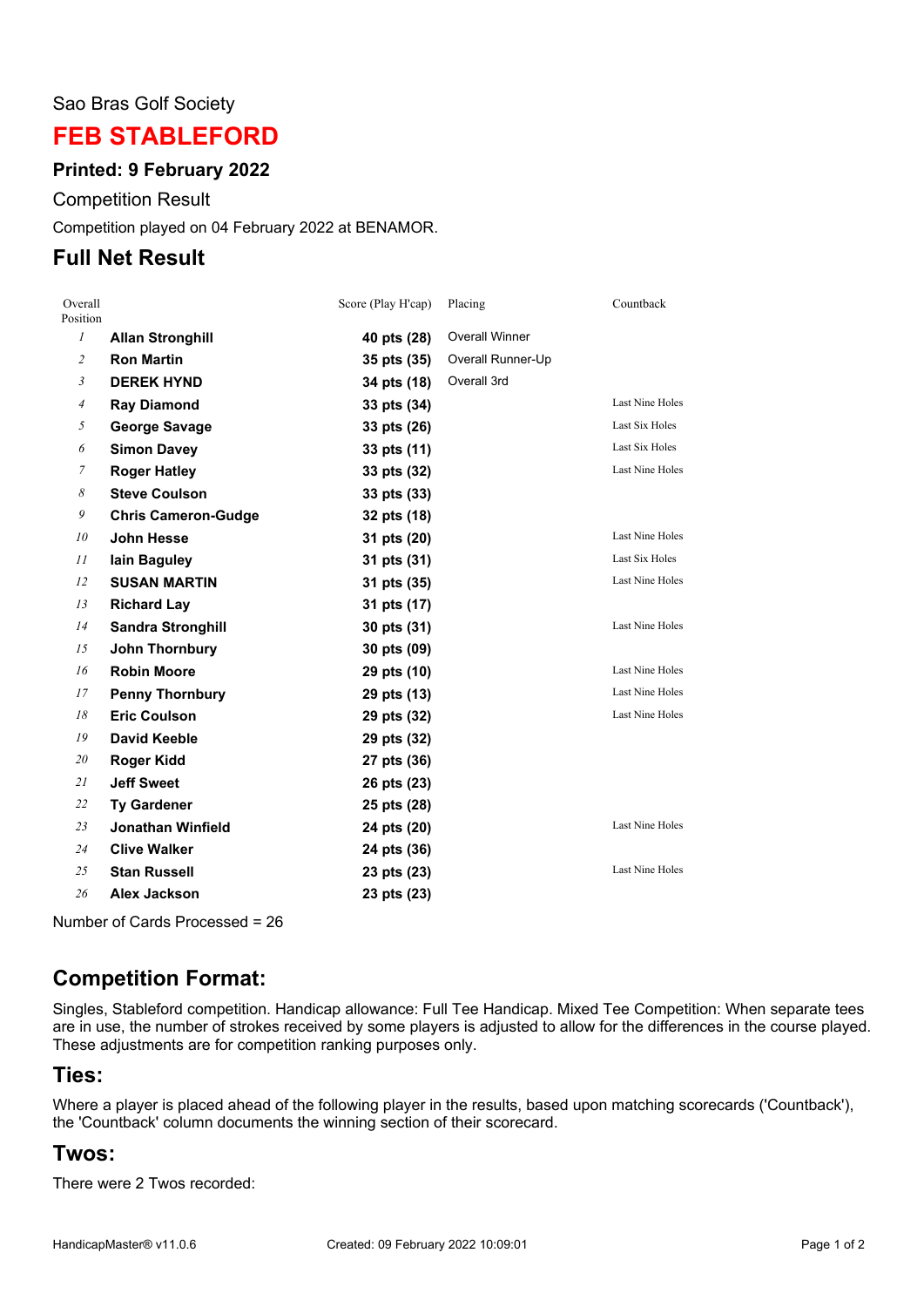Sao Bras Golf Society

# FEB STABLEFORD

### Printed: 9 February 2022

Competition Result

Competition played on 04 February 2022 at BENAMOR.

## Full Net Result

| Overall Position | | Score (Play H'cap) | Placing | Countback |
|---|---|---|---|---|
| 1 | **Allan Stronghill** | **40 pts (28)** | Overall Winner | |
| 2 | **Ron Martin** | **35 pts (35)** | Overall Runner-Up | |
| 3 | **DEREK HYND** | **34 pts (18)** | Overall 3rd | |
| 4 | **Ray Diamond** | **33 pts (34)** | | Last Nine Holes |
| 5 | **George Savage** | **33 pts (26)** | | Last Six Holes |
| 6 | **Simon Davey** | **33 pts (11)** | | Last Six Holes |
| 7 | **Roger Hatley** | **33 pts (32)** | | Last Nine Holes |
| 8 | **Steve Coulson** | **33 pts (33)** | | |
| 9 | **Chris Cameron-Gudge** | **32 pts (18)** | | |
| 10 | **John Hesse** | **31 pts (20)** | | Last Nine Holes |
| 11 | **Iain Baguley** | **31 pts (31)** | | Last Six Holes |
| 12 | **SUSAN MARTIN** | **31 pts (35)** | | Last Nine Holes |
| 13 | **Richard Lay** | **31 pts (17)** | | |
| 14 | **Sandra Stronghill** | **30 pts (31)** | | Last Nine Holes |
| 15 | **John Thornbury** | **30 pts (09)** | | |
| 16 | **Robin Moore** | **29 pts (10)** | | Last Nine Holes |
| 17 | **Penny Thornbury** | **29 pts (13)** | | Last Nine Holes |
| 18 | **Eric Coulson** | **29 pts (32)** | | Last Nine Holes |
| 19 | **David Keeble** | **29 pts (32)** | | |
| 20 | **Roger Kidd** | **27 pts (36)** | | |
| 21 | **Jeff Sweet** | **26 pts (23)** | | |
| 22 | **Ty Gardener** | **25 pts (28)** | | |
| 23 | **Jonathan Winfield** | **24 pts (20)** | | Last Nine Holes |
| 24 | **Clive Walker** | **24 pts (36)** | | |
| 25 | **Stan Russell** | **23 pts (23)** | | Last Nine Holes |
| 26 | **Alex Jackson** | **23 pts (23)** | | |

Number of Cards Processed = 26

## Competition Format:

Singles, Stableford competition. Handicap allowance: Full Tee Handicap. Mixed Tee Competition: When separate tees are in use, the number of strokes received by some players is adjusted to allow for the differences in the course played. These adjustments are for competition ranking purposes only.

## Ties:

Where a player is placed ahead of the following player in the results, based upon matching scorecards ('Countback'), the 'Countback' column documents the winning section of their scorecard.

## Twos:

There were 2 Twos recorded: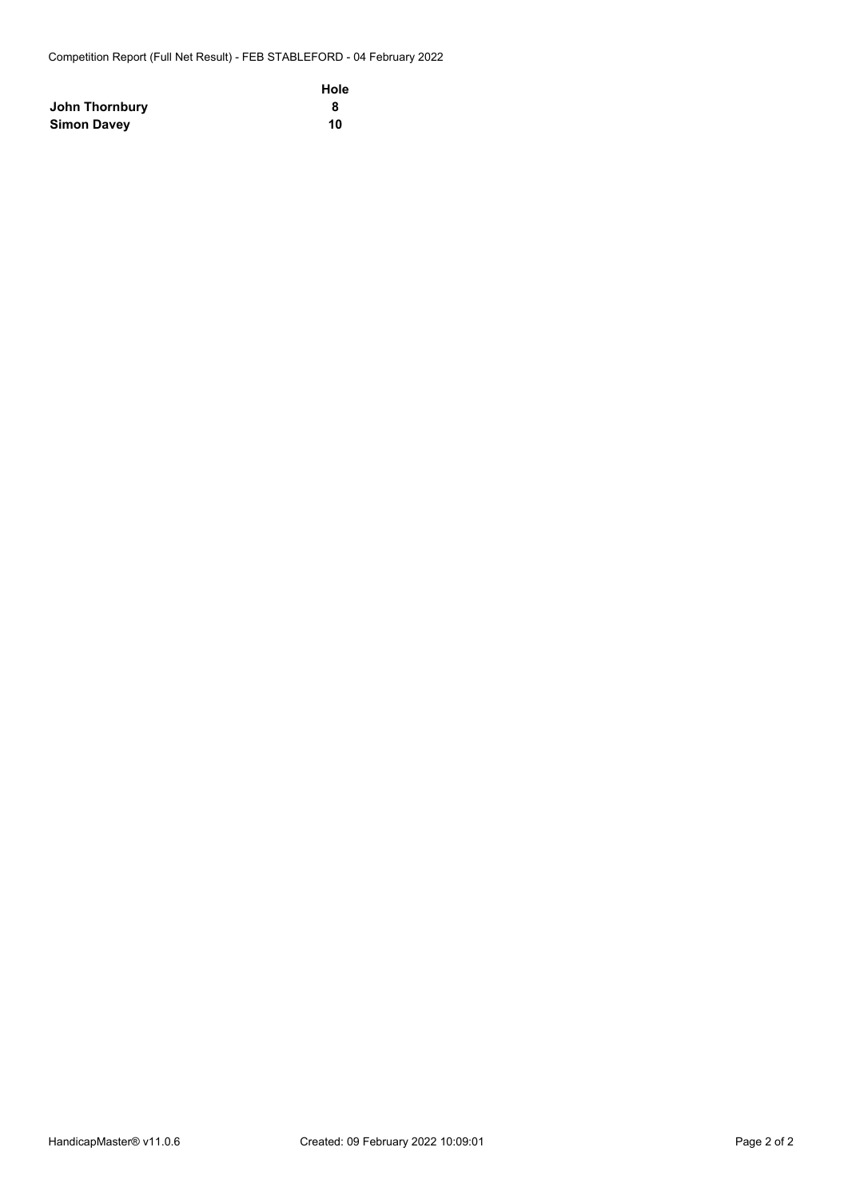Competition Report (Full Net Result) - FEB STABLEFORD - 04 February 2022

| | Hole |
|---|---|
| **John Thornbury** | **8** |
| **Simon Davey** | **10** |